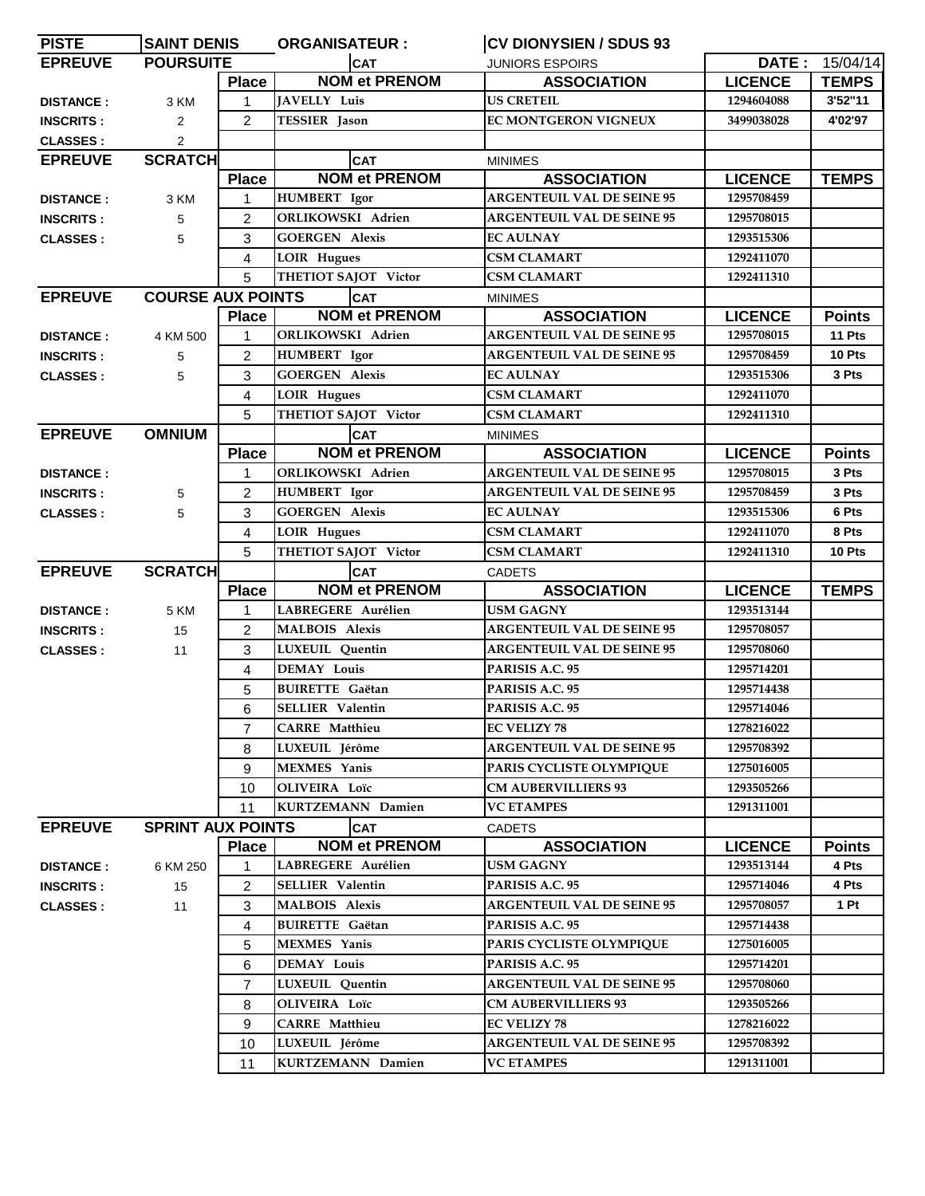| PISTE | SAINT DENIS | ORGANISATEUR : | | CV DIONYSIEN / SDUS 93 | | |
|---|---|---|---|---|---|---|
| **EPREUVE** | **POURSUITE** | | **CAT** | JUNIORS ESPOIRS | **DATE :** | 15/04/14 |
| | | **Place** | **NOM et PRENOM** | **ASSOCIATION** | **LICENCE** | **TEMPS** |
| **DISTANCE :** | 3 KM | 1 | JAVELLY Luis | US CRETEIL | 1294604088 | 3'52"11 |
| **INSCRITS :** | 2 | 2 | TESSIER Jason | EC MONTGERON VIGNEUX | 3499038028 | 4'02'97 |
| **CLASSES :** | 2 | | | | | |
| **EPREUVE** | **SCRATCH** | | **CAT** | MINIMES | | |
| | | **Place** | **NOM et PRENOM** | **ASSOCIATION** | **LICENCE** | **TEMPS** |
| **DISTANCE :** | 3 KM | 1 | HUMBERT Igor | ARGENTEUIL VAL DE SEINE 95 | 1295708459 | |
| **INSCRITS :** | 5 | 2 | ORLIKOWSKI Adrien | ARGENTEUIL VAL DE SEINE 95 | 1295708015 | |
| **CLASSES :** | 5 | 3 | GOERGEN Alexis | EC AULNAY | 1293515306 | |
| | | 4 | LOIR Hugues | CSM CLAMART | 1292411070 | |
| | | 5 | THETIOT SAJOT Victor | CSM CLAMART | 1292411310 | |
| **EPREUVE** | **COURSE AUX POINTS** | | **CAT** | MINIMES | | |
| | | **Place** | **NOM et PRENOM** | **ASSOCIATION** | **LICENCE** | **Points** |
| **DISTANCE :** | 4 KM 500 | 1 | ORLIKOWSKI Adrien | ARGENTEUIL VAL DE SEINE 95 | 1295708015 | 11 Pts |
| **INSCRITS :** | 5 | 2 | HUMBERT Igor | ARGENTEUIL VAL DE SEINE 95 | 1295708459 | 10 Pts |
| **CLASSES :** | 5 | 3 | GOERGEN Alexis | EC AULNAY | 1293515306 | 3 Pts |
| | | 4 | LOIR Hugues | CSM CLAMART | 1292411070 | |
| | | 5 | THETIOT SAJOT Victor | CSM CLAMART | 1292411310 | |
| **EPREUVE** | **OMNIUM** | | **CAT** | MINIMES | | |
| | | **Place** | **NOM et PRENOM** | **ASSOCIATION** | **LICENCE** | **Points** |
| **DISTANCE :** | | 1 | ORLIKOWSKI Adrien | ARGENTEUIL VAL DE SEINE 95 | 1295708015 | 3 Pts |
| **INSCRITS :** | 5 | 2 | HUMBERT Igor | ARGENTEUIL VAL DE SEINE 95 | 1295708459 | 3 Pts |
| **CLASSES :** | 5 | 3 | GOERGEN Alexis | EC AULNAY | 1293515306 | 6 Pts |
| | | 4 | LOIR Hugues | CSM CLAMART | 1292411070 | 8 Pts |
| | | 5 | THETIOT SAJOT Victor | CSM CLAMART | 1292411310 | 10 Pts |
| **EPREUVE** | **SCRATCH** | | **CAT** | CADETS | | |
| | | **Place** | **NOM et PRENOM** | **ASSOCIATION** | **LICENCE** | **TEMPS** |
| **DISTANCE :** | 5 KM | 1 | LABREGERE Aurélien | USM GAGNY | 1293513144 | |
| **INSCRITS :** | 15 | 2 | MALBOIS Alexis | ARGENTEUIL VAL DE SEINE 95 | 1295708057 | |
| **CLASSES :** | 11 | 3 | LUXEUIL Quentin | ARGENTEUIL VAL DE SEINE 95 | 1295708060 | |
| | | 4 | DEMAY Louis | PARISIS A.C. 95 | 1295714201 | |
| | | 5 | BUIRETTE Gaëtan | PARISIS A.C. 95 | 1295714438 | |
| | | 6 | SELLIER Valentin | PARISIS A.C. 95 | 1295714046 | |
| | | 7 | CARRE Matthieu | EC VELIZY 78 | 1278216022 | |
| | | 8 | LUXEUIL Jérôme | ARGENTEUIL VAL DE SEINE 95 | 1295708392 | |
| | | 9 | MEXMES Yanis | PARIS CYCLISTE OLYMPIQUE | 1275016005 | |
| | | 10 | OLIVEIRA Loïc | CM AUBERVILLIERS 93 | 1293505266 | |
| | | 11 | KURTZEMANN Damien | VC ETAMPES | 1291311001 | |
| **EPREUVE** | **SPRINT AUX POINTS** | | **CAT** | CADETS | | |
| | | **Place** | **NOM et PRENOM** | **ASSOCIATION** | **LICENCE** | **Points** |
| **DISTANCE :** | 6 KM 250 | 1 | LABREGERE Aurélien | USM GAGNY | 1293513144 | 4 Pts |
| **INSCRITS :** | 15 | 2 | SELLIER Valentin | PARISIS A.C. 95 | 1295714046 | 4 Pts |
| **CLASSES :** | 11 | 3 | MALBOIS Alexis | ARGENTEUIL VAL DE SEINE 95 | 1295708057 | 1 Pt |
| | | 4 | BUIRETTE Gaëtan | PARISIS A.C. 95 | 1295714438 | |
| | | 5 | MEXMES Yanis | PARIS CYCLISTE OLYMPIQUE | 1275016005 | |
| | | 6 | DEMAY Louis | PARISIS A.C. 95 | 1295714201 | |
| | | 7 | LUXEUIL Quentin | ARGENTEUIL VAL DE SEINE 95 | 1295708060 | |
| | | 8 | OLIVEIRA Loïc | CM AUBERVILLIERS 93 | 1293505266 | |
| | | 9 | CARRE Matthieu | EC VELIZY 78 | 1278216022 | |
| | | 10 | LUXEUIL Jérôme | ARGENTEUIL VAL DE SEINE 95 | 1295708392 | |
| | | 11 | KURTZEMANN Damien | VC ETAMPES | 1291311001 | |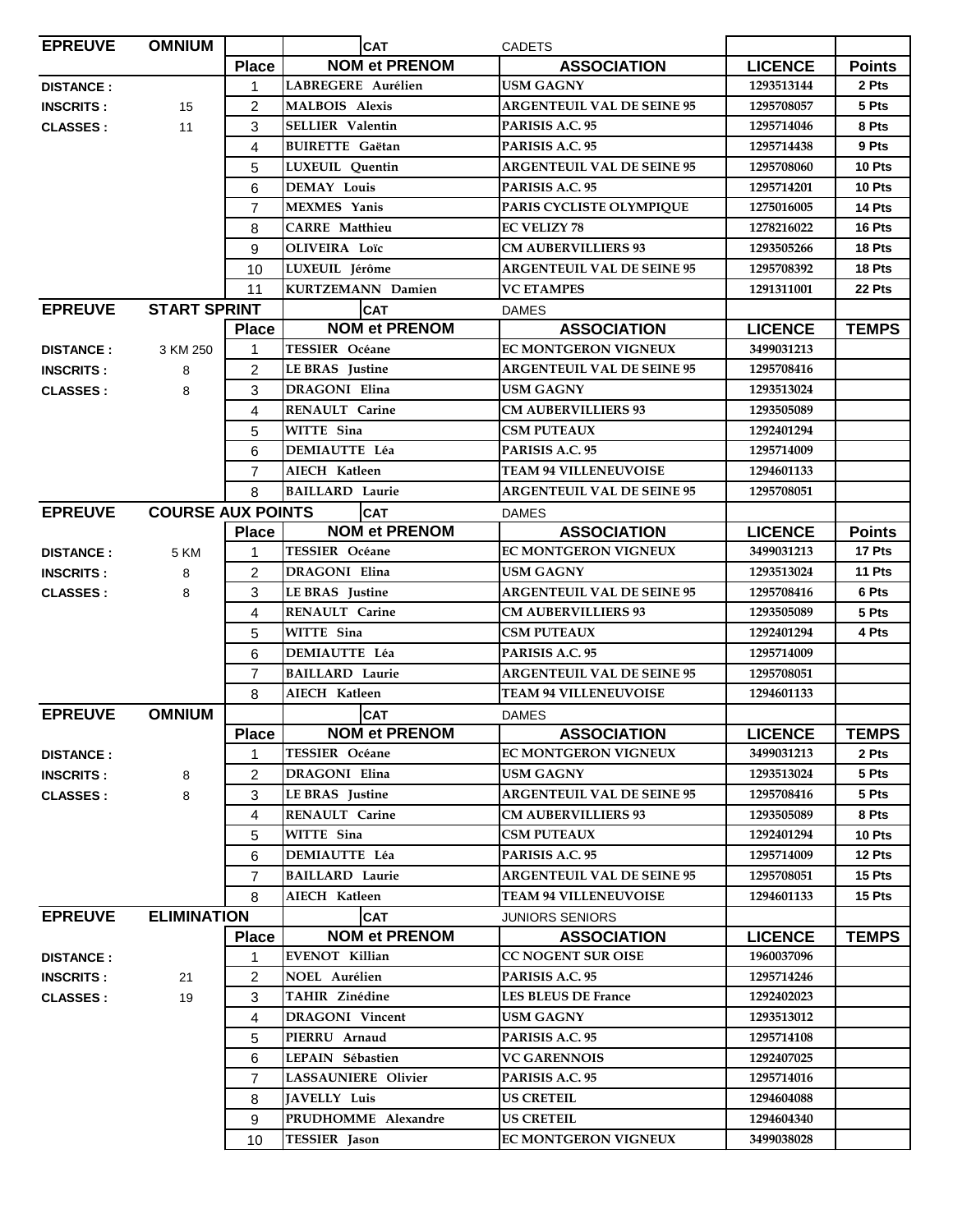| EPREUVE | OMNIUM | | | CAT | CADETS | | |
|---|---|---|---|---|---|---|---|
| | | Place | NOM et PRENOM | | ASSOCIATION | LICENCE | Points |
| DISTANCE : | | 1 | LABREGERE Aurélien | | USM GAGNY | 1293513144 | 2 Pts |
| INSCRITS : | 15 | 2 | MALBOIS Alexis | | ARGENTEUIL VAL DE SEINE 95 | 1295708057 | 5 Pts |
| CLASSES : | 11 | 3 | SELLIER Valentin | | PARISIS A.C. 95 | 1295714046 | 8 Pts |
| | | 4 | BUIRETTE Gaëtan | | PARISIS A.C. 95 | 1295714438 | 9 Pts |
| | | 5 | LUXEUIL Quentin | | ARGENTEUIL VAL DE SEINE 95 | 1295708060 | 10 Pts |
| | | 6 | DEMAY Louis | | PARISIS A.C. 95 | 1295714201 | 10 Pts |
| | | 7 | MEXMES Yanis | | PARIS CYCLISTE OLYMPIQUE | 1275016005 | 14 Pts |
| | | 8 | CARRE Matthieu | | EC VELIZY 78 | 1278216022 | 16 Pts |
| | | 9 | OLIVEIRA Loïc | | CM AUBERVILLIERS 93 | 1293505266 | 18 Pts |
| | | 10 | LUXEUIL Jérôme | | ARGENTEUIL VAL DE SEINE 95 | 1295708392 | 18 Pts |
| | | 11 | KURTZEMANN Damien | | VC ETAMPES | 1291311001 | 22 Pts |

| EPREUVE | START SPRINT | | | CAT | DAMES | | |
|---|---|---|---|---|---|---|---|
| | | Place | NOM et PRENOM | | ASSOCIATION | LICENCE | TEMPS |
| DISTANCE : | 3 KM 250 | 1 | TESSIER Océane | | EC MONTGERON VIGNEUX | 3499031213 | |
| INSCRITS : | 8 | 2 | LE BRAS Justine | | ARGENTEUIL VAL DE SEINE 95 | 1295708416 | |
| CLASSES : | 8 | 3 | DRAGONI Elina | | USM GAGNY | 1293513024 | |
| | | 4 | RENAULT Carine | | CM AUBERVILLIERS 93 | 1293505089 | |
| | | 5 | WITTE Sina | | CSM PUTEAUX | 1292401294 | |
| | | 6 | DEMIAUTTE Léa | | PARISIS A.C. 95 | 1295714009 | |
| | | 7 | AIECH Katleen | | TEAM 94 VILLENEUVOISE | 1294601133 | |
| | | 8 | BAILLARD Laurie | | ARGENTEUIL VAL DE SEINE 95 | 1295708051 | |

| EPREUVE | COURSE AUX POINTS | | | CAT | DAMES | | |
|---|---|---|---|---|---|---|---|
| | | Place | NOM et PRENOM | | ASSOCIATION | LICENCE | Points |
| DISTANCE : | 5 KM | 1 | TESSIER Océane | | EC MONTGERON VIGNEUX | 3499031213 | 17 Pts |
| INSCRITS : | 8 | 2 | DRAGONI Elina | | USM GAGNY | 1293513024 | 11 Pts |
| CLASSES : | 8 | 3 | LE BRAS Justine | | ARGENTEUIL VAL DE SEINE 95 | 1295708416 | 6 Pts |
| | | 4 | RENAULT Carine | | CM AUBERVILLIERS 93 | 1293505089 | 5 Pts |
| | | 5 | WITTE Sina | | CSM PUTEAUX | 1292401294 | 4 Pts |
| | | 6 | DEMIAUTTE Léa | | PARISIS A.C. 95 | 1295714009 | |
| | | 7 | BAILLARD Laurie | | ARGENTEUIL VAL DE SEINE 95 | 1295708051 | |
| | | 8 | AIECH Katleen | | TEAM 94 VILLENEUVOISE | 1294601133 | |

| EPREUVE | OMNIUM | | | CAT | DAMES | | |
|---|---|---|---|---|---|---|---|
| | | Place | NOM et PRENOM | | ASSOCIATION | LICENCE | TEMPS |
| DISTANCE : | | 1 | TESSIER Océane | | EC MONTGERON VIGNEUX | 3499031213 | 2 Pts |
| INSCRITS : | 8 | 2 | DRAGONI Elina | | USM GAGNY | 1293513024 | 5 Pts |
| CLASSES : | 8 | 3 | LE BRAS Justine | | ARGENTEUIL VAL DE SEINE 95 | 1295708416 | 5 Pts |
| | | 4 | RENAULT Carine | | CM AUBERVILLIERS 93 | 1293505089 | 8 Pts |
| | | 5 | WITTE Sina | | CSM PUTEAUX | 1292401294 | 10 Pts |
| | | 6 | DEMIAUTTE Léa | | PARISIS A.C. 95 | 1295714009 | 12 Pts |
| | | 7 | BAILLARD Laurie | | ARGENTEUIL VAL DE SEINE 95 | 1295708051 | 15 Pts |
| | | 8 | AIECH Katleen | | TEAM 94 VILLENEUVOISE | 1294601133 | 15 Pts |

| EPREUVE | ELIMINATION | | | CAT | JUNIORS SENIORS | | |
|---|---|---|---|---|---|---|---|
| | | Place | NOM et PRENOM | | ASSOCIATION | LICENCE | TEMPS |
| DISTANCE : | | 1 | EVENOT Killian | | CC NOGENT SUR OISE | 1960037096 | |
| INSCRITS : | 21 | 2 | NOEL Aurélien | | PARISIS A.C. 95 | 1295714246 | |
| CLASSES : | 19 | 3 | TAHIR Zinédine | | LES BLEUS DE France | 1292402023 | |
| | | 4 | DRAGONI Vincent | | USM GAGNY | 1293513012 | |
| | | 5 | PIERRU Arnaud | | PARISIS A.C. 95 | 1295714108 | |
| | | 6 | LEPAIN Sébastien | | VC GARENNOIS | 1292407025 | |
| | | 7 | LASSAUNIERE Olivier | | PARISIS A.C. 95 | 1295714016 | |
| | | 8 | JAVELLY Luis | | US CRETEIL | 1294604088 | |
| | | 9 | PRUDHOMME Alexandre | | US CRETEIL | 1294604340 | |
| | | 10 | TESSIER Jason | | EC MONTGERON VIGNEUX | 3499038028 | |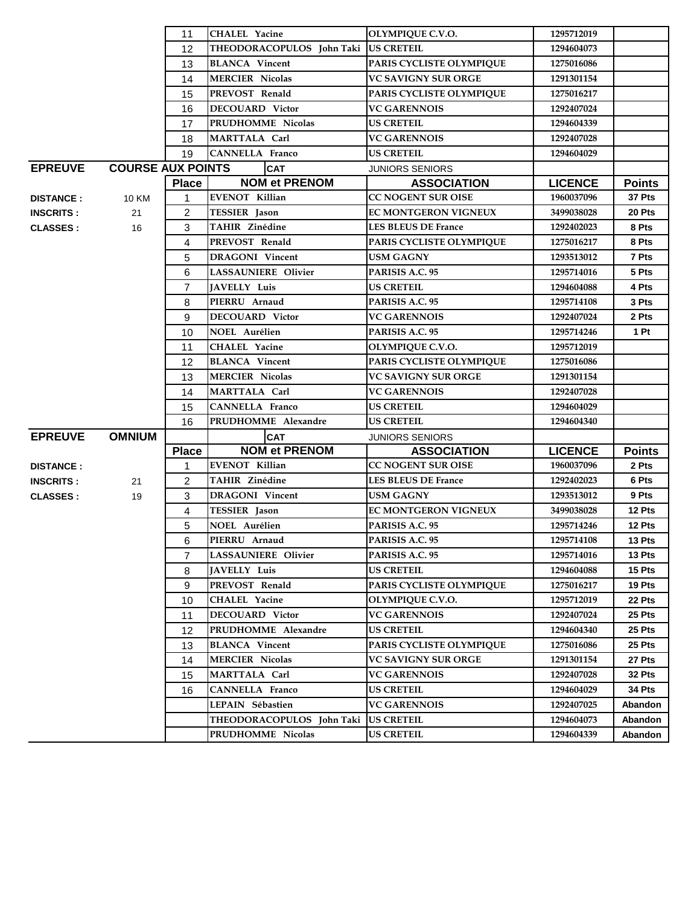| | | Place | NOM et PRENOM | ASSOCIATION | LICENCE | Points |
|---|---|---|---|---|---|---|
| | | 11 | CHALEL Yacine | OLYMPIQUE C.V.O. | 1295712019 | |
| | | 12 | THEODORACOPULOS John Taki | US CRETEIL | 1294604073 | |
| | | 13 | BLANCA Vincent | PARIS CYCLISTE OLYMPIQUE | 1275016086 | |
| | | 14 | MERCIER Nicolas | VC SAVIGNY SUR ORGE | 1291301154 | |
| | | 15 | PREVOST Renald | PARIS CYCLISTE OLYMPIQUE | 1275016217 | |
| | | 16 | DECOUARD Victor | VC GARENNOIS | 1292407024 | |
| | | 17 | PRUDHOMME Nicolas | US CRETEIL | 1294604339 | |
| | | 18 | MARTTALA Carl | VC GARENNOIS | 1292407028 | |
| | | 19 | CANNELLA Franco | US CRETEIL | 1294604029 | |

| EPREUVE | COURSE AUX POINTS | | CAT | JUNIORS SENIORS | | |
|---|---|---|---|---|---|---|
| | | Place | NOM et PRENOM | ASSOCIATION | LICENCE | Points |
| DISTANCE : | 10 KM | 1 | EVENOT Killian | CC NOGENT SUR OISE | 1960037096 | 37 Pts |
| INSCRITS : | 21 | 2 | TESSIER Jason | EC MONTGERON VIGNEUX | 3499038028 | 20 Pts |
| CLASSES : | 16 | 3 | TAHIR Zinédine | LES BLEUS DE France | 1292402023 | 8 Pts |
| | | 4 | PREVOST Renald | PARIS CYCLISTE OLYMPIQUE | 1275016217 | 8 Pts |
| | | 5 | DRAGONI Vincent | USM GAGNY | 1293513012 | 7 Pts |
| | | 6 | LASSAUNIERE Olivier | PARISIS A.C. 95 | 1295714016 | 5 Pts |
| | | 7 | JAVELLY Luis | US CRETEIL | 1294604088 | 4 Pts |
| | | 8 | PIERRU Arnaud | PARISIS A.C. 95 | 1295714108 | 3 Pts |
| | | 9 | DECOUARD Victor | VC GARENNOIS | 1292407024 | 2 Pts |
| | | 10 | NOEL Aurélien | PARISIS A.C. 95 | 1295714246 | 1 Pt |
| | | 11 | CHALEL Yacine | OLYMPIQUE C.V.O. | 1295712019 | |
| | | 12 | BLANCA Vincent | PARIS CYCLISTE OLYMPIQUE | 1275016086 | |
| | | 13 | MERCIER Nicolas | VC SAVIGNY SUR ORGE | 1291301154 | |
| | | 14 | MARTTALA Carl | VC GARENNOIS | 1292407028 | |
| | | 15 | CANNELLA Franco | US CRETEIL | 1294604029 | |
| | | 16 | PRUDHOMME Alexandre | US CRETEIL | 1294604340 | |

| EPREUVE | OMNIUM | | CAT | JUNIORS SENIORS | | |
|---|---|---|---|---|---|---|
| | | Place | NOM et PRENOM | ASSOCIATION | LICENCE | Points |
| DISTANCE : | | 1 | EVENOT Killian | CC NOGENT SUR OISE | 1960037096 | 2 Pts |
| INSCRITS : | 21 | 2 | TAHIR Zinédine | LES BLEUS DE France | 1292402023 | 6 Pts |
| CLASSES : | 19 | 3 | DRAGONI Vincent | USM GAGNY | 1293513012 | 9 Pts |
| | | 4 | TESSIER Jason | EC MONTGERON VIGNEUX | 3499038028 | 12 Pts |
| | | 5 | NOEL Aurélien | PARISIS A.C. 95 | 1295714246 | 12 Pts |
| | | 6 | PIERRU Arnaud | PARISIS A.C. 95 | 1295714108 | 13 Pts |
| | | 7 | LASSAUNIERE Olivier | PARISIS A.C. 95 | 1295714016 | 13 Pts |
| | | 8 | JAVELLY Luis | US CRETEIL | 1294604088 | 15 Pts |
| | | 9 | PREVOST Renald | PARIS CYCLISTE OLYMPIQUE | 1275016217 | 19 Pts |
| | | 10 | CHALEL Yacine | OLYMPIQUE C.V.O. | 1295712019 | 22 Pts |
| | | 11 | DECOUARD Victor | VC GARENNOIS | 1292407024 | 25 Pts |
| | | 12 | PRUDHOMME Alexandre | US CRETEIL | 1294604340 | 25 Pts |
| | | 13 | BLANCA Vincent | PARIS CYCLISTE OLYMPIQUE | 1275016086 | 25 Pts |
| | | 14 | MERCIER Nicolas | VC SAVIGNY SUR ORGE | 1291301154 | 27 Pts |
| | | 15 | MARTTALA Carl | VC GARENNOIS | 1292407028 | 32 Pts |
| | | 16 | CANNELLA Franco | US CRETEIL | 1294604029 | 34 Pts |
| | | | LEPAIN Sébastien | VC GARENNOIS | 1292407025 | Abandon |
| | | | THEODORACOPULOS John Taki | US CRETEIL | 1294604073 | Abandon |
| | | | PRUDHOMME Nicolas | US CRETEIL | 1294604339 | Abandon |